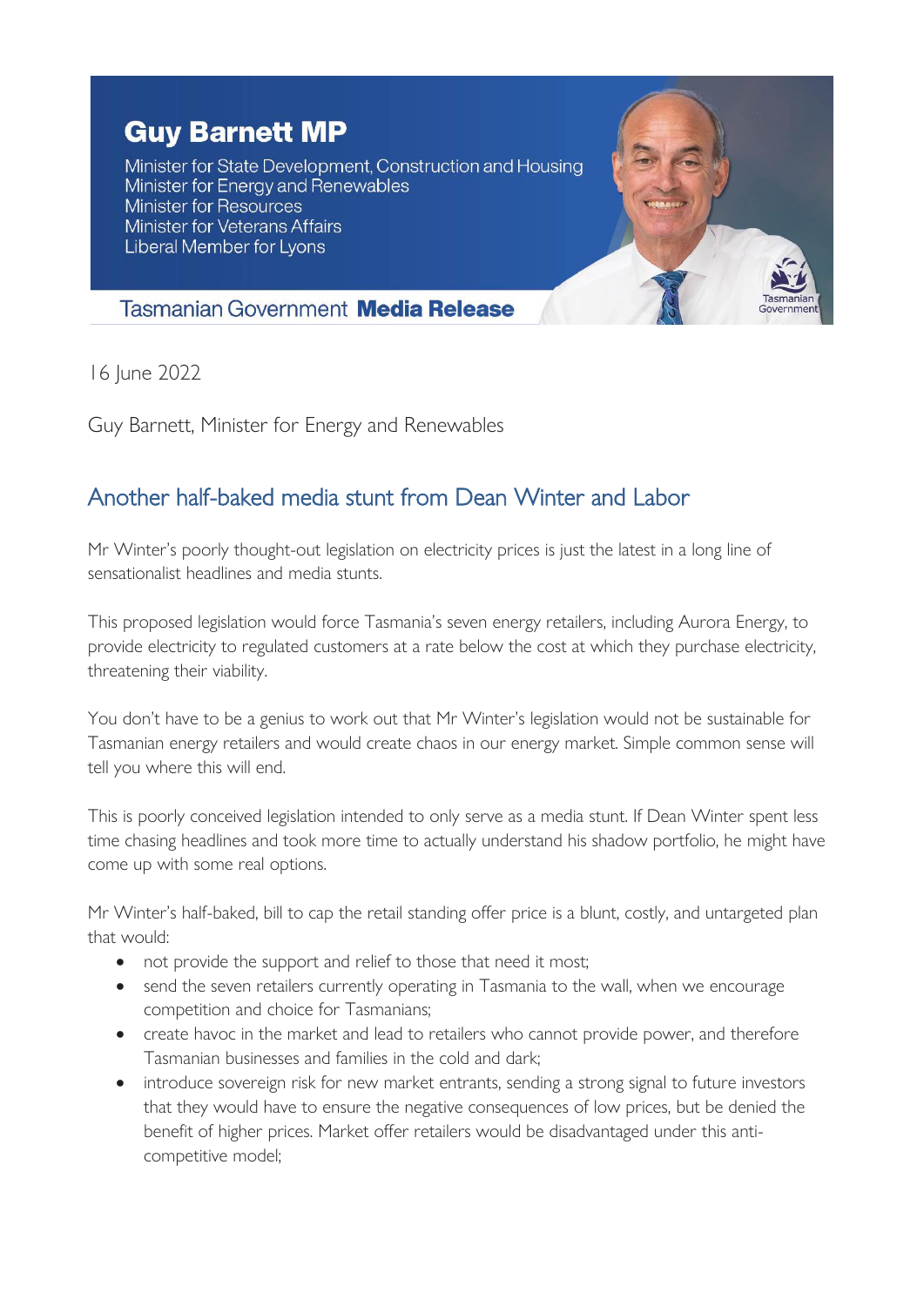**Guy Barnett MP**

Minister for State Development, Construction and Housing
Minister for Energy and Renewables
Minister for Resources
Minister for Veterans Affairs
Liberal Member for Lyons

Tasmanian Government **Media Release**

16 June 2022

Guy Barnett, Minister for Energy and Renewables

## Another half-baked media stunt from Dean Winter and Labor

Mr Winter's poorly thought-out legislation on electricity prices is just the latest in a long line of sensationalist headlines and media stunts.

This proposed legislation would force Tasmania's seven energy retailers, including Aurora Energy, to provide electricity to regulated customers at a rate below the cost at which they purchase electricity, threatening their viability.

You don't have to be a genius to work out that Mr Winter's legislation would not be sustainable for Tasmanian energy retailers and would create chaos in our energy market. Simple common sense will tell you where this will end.

This is poorly conceived legislation intended to only serve as a media stunt. If Dean Winter spent less time chasing headlines and took more time to actually understand his shadow portfolio, he might have come up with some real options.

Mr Winter's half-baked, bill to cap the retail standing offer price is a blunt, costly, and untargeted plan that would:

- not provide the support and relief to those that need it most;
- send the seven retailers currently operating in Tasmania to the wall, when we encourage competition and choice for Tasmanians;
- create havoc in the market and lead to retailers who cannot provide power, and therefore Tasmanian businesses and families in the cold and dark;
- introduce sovereign risk for new market entrants, sending a strong signal to future investors that they would have to ensure the negative consequences of low prices, but be denied the benefit of higher prices. Market offer retailers would be disadvantaged under this anti-competitive model;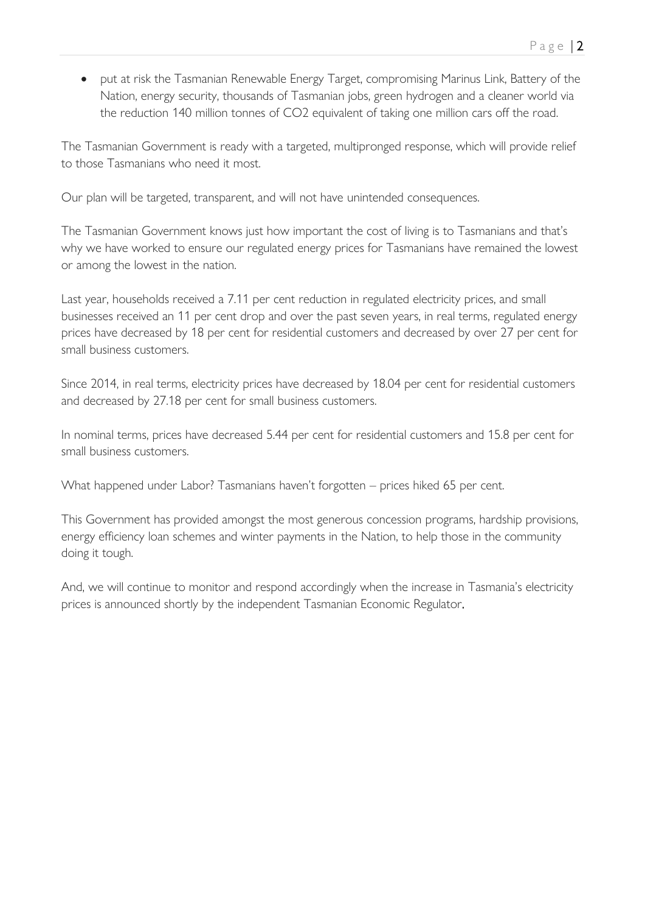- put at risk the Tasmanian Renewable Energy Target, compromising Marinus Link, Battery of the Nation, energy security, thousands of Tasmanian jobs, green hydrogen and a cleaner world via the reduction 140 million tonnes of $CO_2$ equivalent of taking one million cars off the road.

The Tasmanian Government is ready with a targeted, multipronged response, which will provide relief to those Tasmanians who need it most.

Our plan will be targeted, transparent, and will not have unintended consequences.

The Tasmanian Government knows just how important the cost of living is to Tasmanians and that's why we have worked to ensure our regulated energy prices for Tasmanians have remained the lowest or among the lowest in the nation.

Last year, households received a 7.11 per cent reduction in regulated electricity prices, and small businesses received an 11 per cent drop and over the past seven years, in real terms, regulated energy prices have decreased by 18 per cent for residential customers and decreased by over 27 per cent for small business customers.

Since 2014, in real terms, electricity prices have decreased by 18.04 per cent for residential customers and decreased by 27.18 per cent for small business customers.

In nominal terms, prices have decreased 5.44 per cent for residential customers and 15.8 per cent for small business customers.

What happened under Labor? Tasmanians haven't forgotten – prices hiked 65 per cent.

This Government has provided amongst the most generous concession programs, hardship provisions, energy efficiency loan schemes and winter payments in the Nation, to help those in the community doing it tough.

And, we will continue to monitor and respond accordingly when the increase in Tasmania's electricity prices is announced shortly by the independent Tasmanian Economic Regulator.